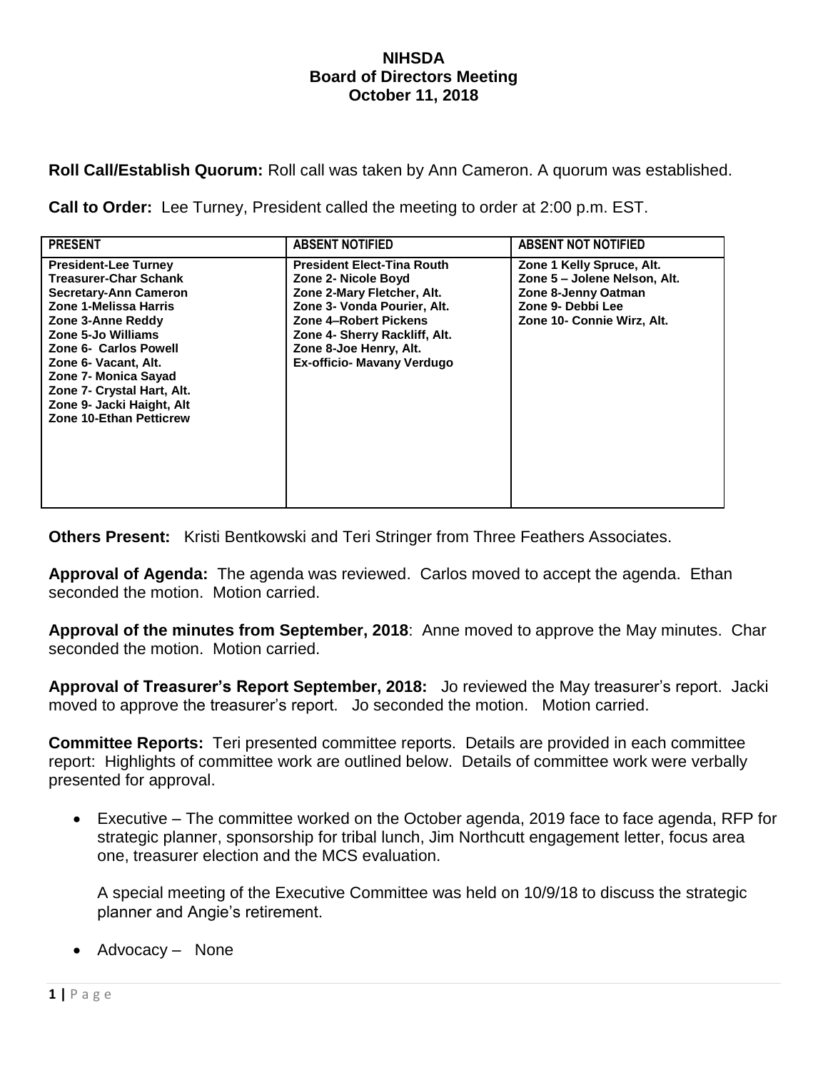# NIHSDA
## Board of Directors Meeting
### October 11, 2018

**Roll Call/Establish Quorum:** Roll call was taken by Ann Cameron. A quorum was established.

**Call to Order:** Lee Turney, President called the meeting to order at 2:00 p.m. EST.

| PRESENT | ABSENT NOTIFIED | ABSENT NOT NOTIFIED |
|---|---|---|
| President-Lee Turney<br>Treasurer-Char Schank<br>Secretary-Ann Cameron<br>Zone 1-Melissa Harris<br>Zone 3-Anne Reddy<br>Zone 5-Jo Williams<br>Zone 6- Carlos Powell<br>Zone 6- Vacant, Alt.<br>Zone 7- Monica Sayad<br>Zone 7- Crystal Hart, Alt.<br>Zone 9- Jacki Haight, Alt<br>Zone 10-Ethan Petticrew | President Elect-Tina Routh<br>Zone 2- Nicole Boyd<br>Zone 2-Mary Fletcher, Alt.<br>Zone 3- Vonda Pourier, Alt.<br>Zone 4–Robert Pickens<br>Zone 4- Sherry Rackliff, Alt.<br>Zone 8-Joe Henry, Alt.<br>Ex-officio- Mavany Verdugo | Zone 1 Kelly Spruce, Alt.<br>Zone 5 – Jolene Nelson, Alt.<br>Zone 8-Jenny Oatman<br>Zone 9- Debbi Lee<br>Zone 10- Connie Wirz, Alt. |

**Others Present:** Kristi Bentkowski and Teri Stringer from Three Feathers Associates.

**Approval of Agenda:** The agenda was reviewed. Carlos moved to accept the agenda. Ethan seconded the motion. Motion carried.

**Approval of the minutes from September, 2018**: Anne moved to approve the May minutes. Char seconded the motion. Motion carried.

**Approval of Treasurer's Report September, 2018:** Jo reviewed the May treasurer's report. Jacki moved to approve the treasurer's report. Jo seconded the motion. Motion carried.

**Committee Reports:** Teri presented committee reports. Details are provided in each committee report: Highlights of committee work are outlined below. Details of committee work were verbally presented for approval.

- Executive – The committee worked on the October agenda, 2019 face to face agenda, RFP for strategic planner, sponsorship for tribal lunch, Jim Northcutt engagement letter, focus area one, treasurer election and the MCS evaluation.

  A special meeting of the Executive Committee was held on 10/9/18 to discuss the strategic planner and Angie's retirement.

- Advocacy – None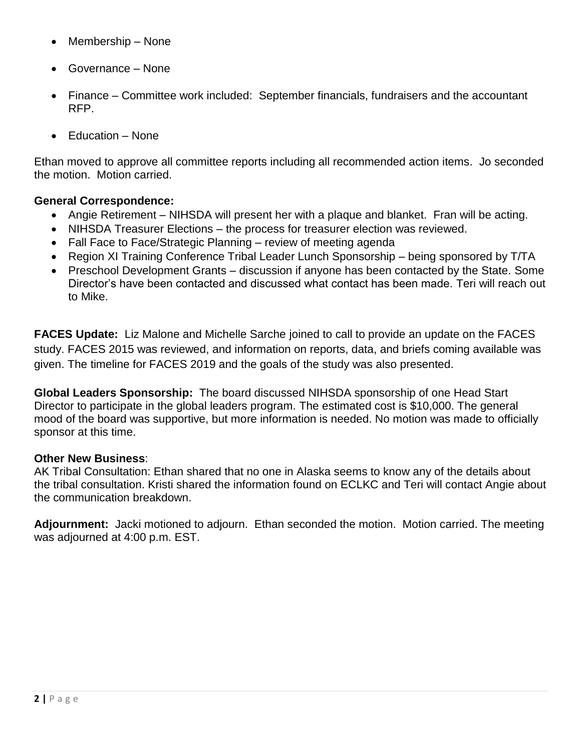- Membership – None
- Governance – None
- Finance – Committee work included: September financials, fundraisers and the accountant RFP.
- Education – None

Ethan moved to approve all committee reports including all recommended action items. Jo seconded the motion. Motion carried.

**General Correspondence:**

- Angie Retirement – NIHSDA will present her with a plaque and blanket. Fran will be acting.
- NIHSDA Treasurer Elections – the process for treasurer election was reviewed.
- Fall Face to Face/Strategic Planning – review of meeting agenda
- Region XI Training Conference Tribal Leader Lunch Sponsorship – being sponsored by T/TA
- Preschool Development Grants – discussion if anyone has been contacted by the State. Some Director's have been contacted and discussed what contact has been made. Teri will reach out to Mike.

**FACES Update:** Liz Malone and Michelle Sarche joined to call to provide an update on the FACES study. FACES 2015 was reviewed, and information on reports, data, and briefs coming available was given. The timeline for FACES 2019 and the goals of the study was also presented.

**Global Leaders Sponsorship:** The board discussed NIHSDA sponsorship of one Head Start Director to participate in the global leaders program. The estimated cost is $10,000. The general mood of the board was supportive, but more information is needed. No motion was made to officially sponsor at this time.

**Other New Business**:
AK Tribal Consultation: Ethan shared that no one in Alaska seems to know any of the details about the tribal consultation. Kristi shared the information found on ECLKC and Teri will contact Angie about the communication breakdown.

**Adjournment:** Jacki motioned to adjourn. Ethan seconded the motion. Motion carried. The meeting was adjourned at 4:00 p.m. EST.